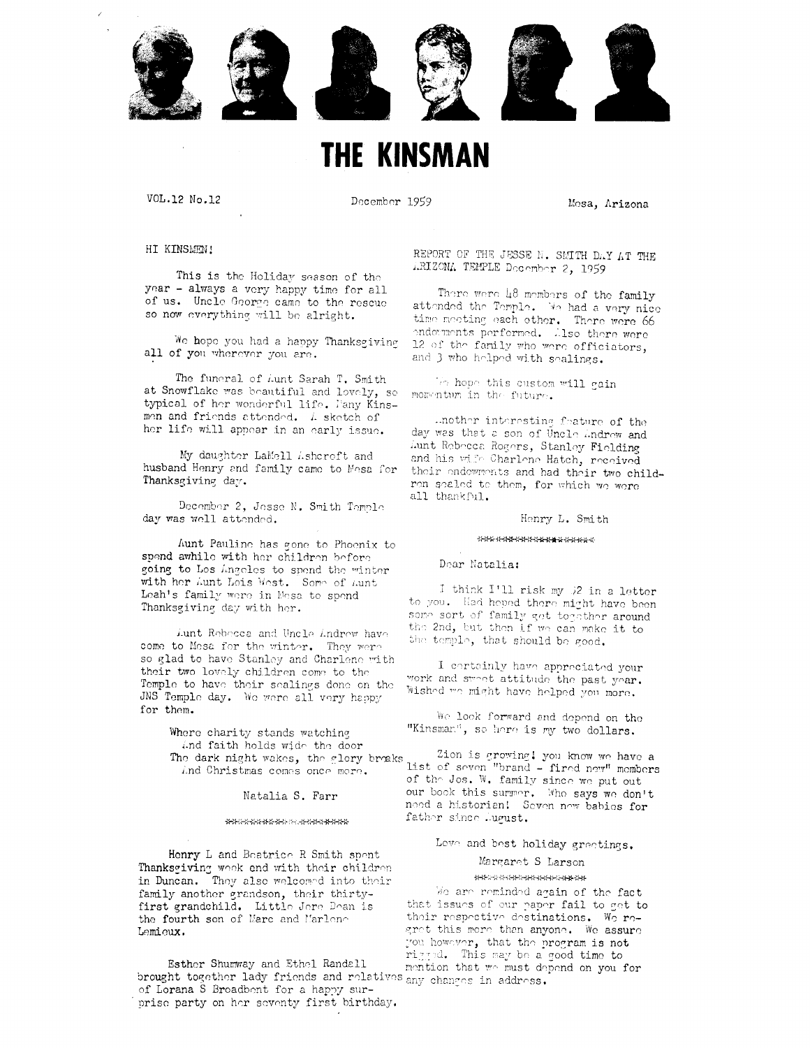# THE KINSMAN

VOL.12 No.12 December 1959 Mesa, Arizona

HI KINSMEN!

This is the Holiday season of the year - always a very happy time for all of us. Uncle George came to the rescue so now everything will be alright.

We hope you had a happy Thanksgiving all of you wherever you are.

The funeral of Aunt Sarah T. Smith at Snowflake was beautiful and lovely, so typical of her wonderful life. Many Kinsmen and friends attended. A sketch of her life will appear in an early issue.

My daughter LaNell Ashcroft and husband Henry and family came to Mesa for Thanksgiving day.

December 2, Jesse N. Smith Temple day was well attended.

Aunt Pauline has gone to Phoenix to spend awhile with her children before going to Los Angeles to spend the winter with her Aunt Lois West. Some of Aunt Leah's family were in Mesa to spend Thanksgiving day with her.

Aunt Rebecca and Uncle Andrew have come to Mesa for the winter. They were so glad to have Stanley and Charlene with their two lovely children come to the Temple to have their sealings done on the JNS Temple day. We were all very happy for them.

Where charity stands watching
And faith holds wide the door
The dark night wakes, the glory breaks
And Christmas comes once more.

Natalia S. Farr

\*\*\*\*\*\*\*\*\*\*\*\*\*\*\*\*\*\*\*\*\*

Henry L and Beatrice R Smith spent Thanksgiving week end with their children in Duncan. They also welcomed into their family another grandson, their thirty-first grandchild. Little Jere Dean is the fourth son of Marc and Marlene Lemieux.

Esther Shumway and Ethel Randall brought together lady friends and relatives of Lorana S Broadbent for a happy surprise party on her seventy first birthday.

REPORT OF THE JESSE N. SMITH DAY AT THE ARIZONA TEMPLE December 2, 1959

There were 48 members of the family attended the Temple. We had a very nice time meeting each other. There were 66 endowments performed. Also there were 12 of the family who were officiators, and 3 who helped with sealings.

We hope this custom will gain momentum in the future.

Another interesting feature of the day was that a son of Uncle Andrew and Aunt Rebecca Rogers, Stanley Fielding and his wife Charlene Hatch, received their endowments and had their two children sealed to them, for which we were all thankful.

Henry L. Smith

\*\*\*\*\*\*\*\*\*\*\*\*\*\*\*\*\*\*\*\*\*

Dear Natalia:

I think I'll risk my $2 in a letter to you. Had hoped there might have been some sort of family get together around the 2nd, but then if we can make it to the temple, that should be good.

I certainly have appreciated your work and sweet attitude the past year. Wished we might have helped you more.

We look forward and depend on the "Kinsman", so here is my two dollars.

Zion is growing! you know we have a list of seven "brand - fired new" members of the Jos. W. family since we put out our book this summer. Who says we don't need a historian! Seven new babies for father since August.

Love and best holiday greetings.

Margaret S Larson

\*\*\*\*\*\*\*\*\*\*\*\*\*\*\*\*\*\*\*\*\*

We are reminded again of the fact that issues of our paper fail to get to their respective destinations. We regret this more than anyone. We assure you however, that the program is not rigged. This may be a good time to mention that we must depend on you for any changes in address.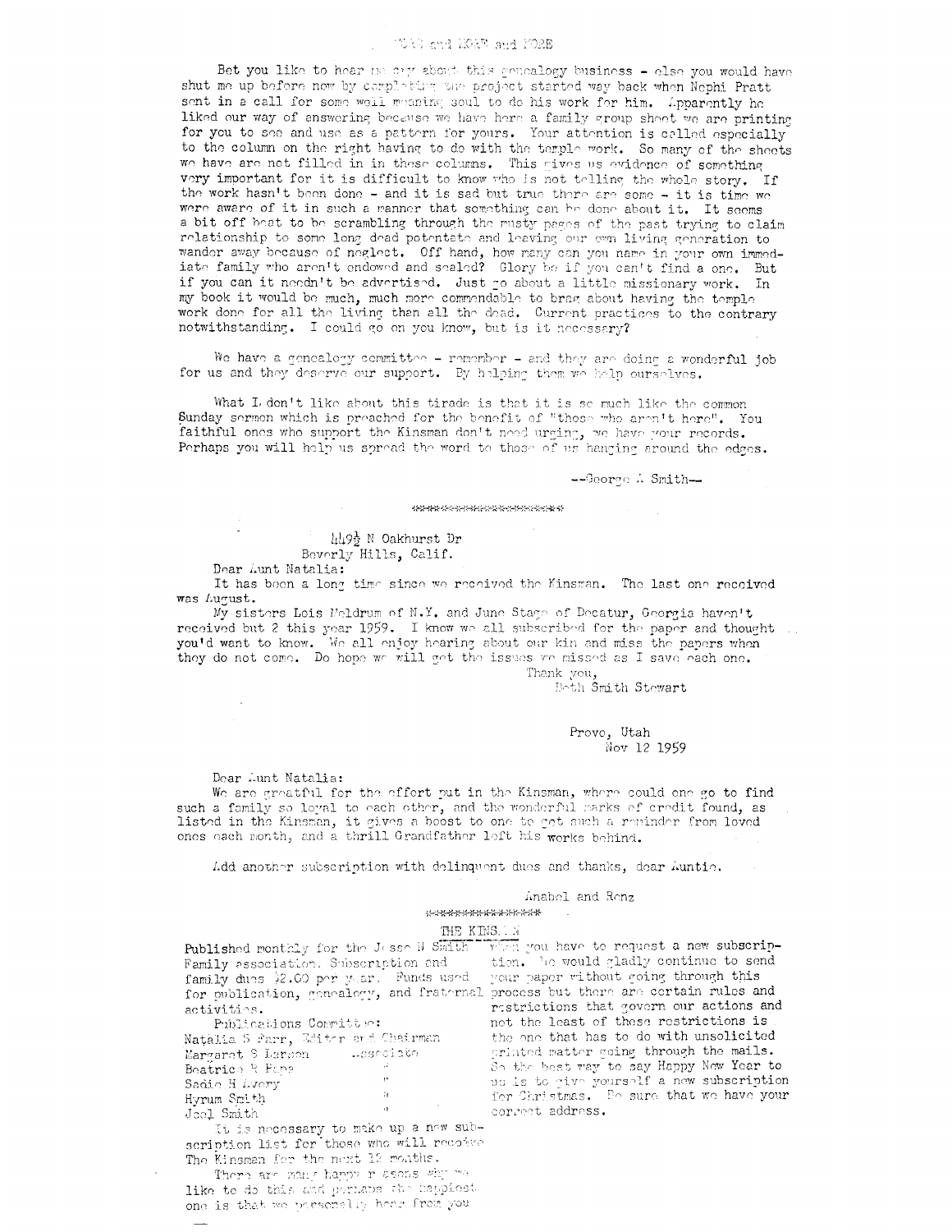## MORE and MORE and MORE

Bet you like to hear me cry about this genealogy business - else you would have shut me up before now by completing the project started way back when Nephi Pratt sent in a call for some well meaning soul to do his work for him. Apparently he liked our way of answering because we have here a family group sheet we are printing for you to see and use as a pattern for yours. Your attention is called especially to the column on the right having to do with the temple work. So many of the sheets we have are not filled in in these columns. This gives us evidence of something very important for it is difficult to know who is not telling the whole story. If the work hasn't been done - and it is sad but true there are some - it is time we were aware of it in such a manner that something can be done about it. It seems a bit off beat to be scrambling through the musty pages of the past trying to claim relationship to some long dead potentate and leaving our own living generation to wander away because of neglect. Off hand, how many can you name in your own immediate family who aren't endowed and sealed? Glory be if you can't find a one. But if you can it needn't be advertised. Just go about a little missionary work. In my book it would be much, much more commendable to brag about having the temple work done for all the living than all the dead. Current practices to the contrary notwithstanding. I could go on you know, but is it necessary?

We have a genealogy committee - remember - and they are doing a wonderful job for us and they deserve our support. By helping them we help ourselves.

What I don't like about this tirade is that it is so much like the common Sunday sermon which is preached for the benefit of "those who aren't here". You faithful ones who support the Kinsman don't need urging, we have your records. Perhaps you will help us spread the word to those of us hanging around the edges.

--George A Smith--

\*\*\*\*\*\*\*\*\*\*\*\*\*\*\*\*\*\*\*\*\*

449½ N Oakhurst Dr
Beverly Hills, Calif.

Dear Aunt Natalia:

It has been a long time since we received the Kinsman. The last one received was August.

My sisters Lois Meldrum of N.Y. and June Stagg of Decatur, Georgia haven't received but 2 this year 1959. I know we all subscribed for the paper and thought you'd want to know. We all enjoy hearing about our kin and miss the papers when they do not come. Do hope we will get the issues we missed as I save each one.

Thank you,
Beth Smith Stewart

Provo, Utah
Nov 12 1959

Dear Aunt Natalia:

We are greatful for the effort put in the Kinsman, where could one go to find such a family so loyal to each other, and the wonderful marks of credit found, as listed in the Kinsman, it gives a boost to one to get such a reminder from loved ones each month, and a thrill Grandfather left his works behind.

Add another subscription with delinquent dues and thanks, dear Auntie.

Anabel and Renz

\*\*\*\*\*\*\*\*\*\*\*\*\*\*\*\*\*

## THE KINSMAN

Published monthly for the Jesse N Smith Family association. Subscription and family dues $2.00 per year. Funds used for publication, genealogy, and fraternal activities.

Publications Committee:
Natalia S Farr, Editor and Chairman
Margaret S Larsen Associate
Beatrice R Pape "
Sadie H Avery "
Hyrum Smith "
Joel Smith "

It is necessary to make up a new subscription list for those who will receive The Kinsman for the next 12 months.

There are many happy reasons why we like to do this and perhaps the happiest one is that we personally hear from you when you have to request a new subscription. We would gladly continue to send your paper without going through this process but there are certain rules and restrictions that govern our actions and not the least of these restrictions is the one that has to do with unsolicited printed matter going through the mails. So the best way to say Happy New Year to us is to give yourself a new subscription for Christmas. Be sure that we have your correct address.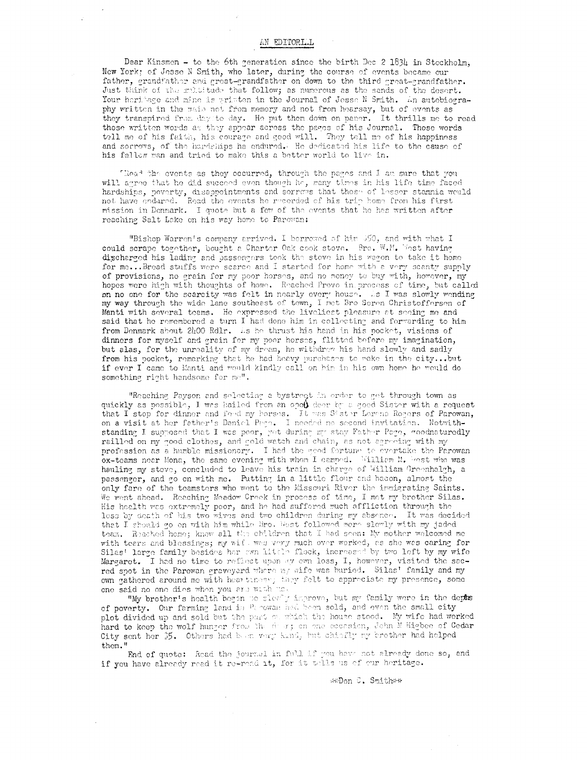## AN EDITORIAL

Dear Kinsmen - to the 6th generation since the birth Dec 2 1834 in Stockholm, New York; of Jesse N Smith, who later, during the course of events became our father, grandfather and great-grandfather on down to the third great-grandfather. Just think of the multitude that follow; as numerous as the sands of the desert. Your heritage and mine is written in the Journal of Jesse N Smith. An autobiography written in the main not from memory and not from hearsay, but of events as they transpired from day to day. He put them down on paper. It thrills me to read those written words as they appear across the pages of his Journal. Those words tell me of his faith, his courage and good will. They tell me of his happiness and sorrows, of the hardships he endured. He dedicated his life to the cause of his fellow man and tried to make this a better world to live in.

Read the events as they occurred, through the pages and I am sure that you will agree that he did succeed even though he, many times in his life time faced hardships, poverty, disappointments and sorrows that those of lesser stamnia would not have endured. Read the events he recorded of his trip home from his first mission in Denmark. I quote but a few of the events that he has written after reaching Salt Lake on his way home to Parowan:

"Bishop Warren's company arrived. I borrowed of him $50, and with what I could scrape together, bought a Charter Oak cook stove. Bro. W.M. West having discharged his lading and passengers took the stove in his wagon to take it home for me...Bread stuffs were scarce and I started for home with a very scanty supply of provisions, no grain for my poor horses, and no money to buy with, however, my hopes were high with thoughts of home. Reached Provo in process of time, but called on no one for the scarcity was felt in nearly every house. As I was slowly wending my way through the wide lane southeast of town, I met Bro Soren Christoffersen of Manti with several teams. He expressed the liveliest pleasure at seeing me and said that he remembered a turn I had done him in collecting and forwarding to him from Denmark about 2400 Rdlr. As he thrust his hand in his pocket, visions of dinners for myself and grain for my poor horses, flitted before my imagination, but alas, for the unreality of my dream, he withdrew his hand slowly and sadly from his pocket, remarking that he had heavy purchases to make in the city...but if ever I came to Manti and would kindly call on him in his own home he would do something right handsome for me".

"Reaching Payson and selecting a bystreet in order to get through town as quickly as possible, I was hailed from an open door by a good Sister with a request that I stop for dinner and feed my horses. It was Sister Lorena Rogers of Parowan, on a visit at her father's Daniel Page. I needed no second invitation. Notwithstanding I supposed that I was poor, yet during my stay Father Page, goodnaturedly railled on my good clothes, and gold watch and chain, as not agreeing with my profession as a humble missionary. I had the good fortune to overtake the Parowan ox-teams near Mona, the same evening with whom I camped. William M. West who was hauling my stove, concluded to leave his train in charge of William Greenhalgh, a passenger, and go on with me. Putting in a little flour and bacon, almost the only fare of the teamsters who went to the Missouri River the immigrating Saints. We went ahead. Reaching Meadow Creek in process of time, I met my brother Silas. His health was extremely poor, and he had suffered much affliction through the loss by death of his two wives and two children during my absence. It was decided that I should go on with him while Bro. West followed more slowly with my jaded team. Reached home; knew all the children that I had seen: My mother welcomed me with tears and blessings; my wife was very much over worked, as she was caring for Silas' large family besides her own little flock, increased by two left by my wife Margaret. I had no time to reflect upon my own loss, I, however, visited the sacred spot in the Parowan graveyard where my wife was buried. Silas' family and my own gathered around me with heartiness; they felt to appreciate my presence, some one said no one dies when you are with me.

"My brother's health began to slowly improve, but my family were in the depths of poverty. Our farming land in Parowan had been sold, and even the small city plot divided up and sold but the part on which the house stood. My wife had worked hard to keep the wolf hunger from the door; on one occasion, John M Higbee of Cedar City sent her $5. Others had been very kind, but chiefly my brother had helped them."

End of quote: Read the journal in full if you have not already done so, and if you have already read it re-read it, for it tells us of our heritage.

**Don C. Smith**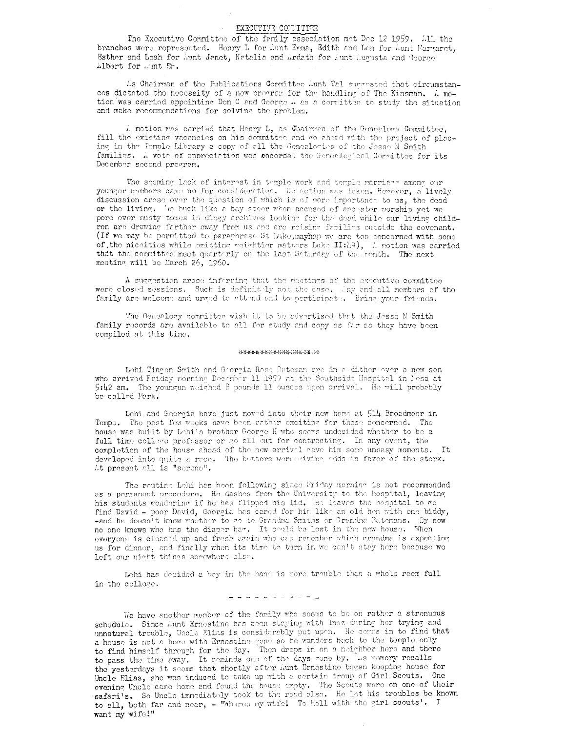## EXECUTIVE COMMITTEE

The Executive Committee of the family association met Dec 12 1959. All the branches were represented. Henry L for Aunt Emma, Edith and Len for Aunt Margaret, Esther and Leah for Aunt Janet, Natalia and Ardath for Aunt Augusta and George Albert for Aunt Em.

As Chairman of the Publications Committee Aunt Tal suggested that circumstances dictated the necessity of a new program for the handling of The Kinsman. A motion was carried appointing Don C and George A as a committee to study the situation and make recommendations for solving the problem.

A motion was carried that Henry L, as Chairman of the Genealogy Committee, fill the existing vacancies on his committee and go ahead with the project of placing in the Temple Library a copy of all the Genealogies of the Jesse N Smith families. A vote of appreciation was accorded the Genealogical Committee for its December second program.

The seeming lack of interest in temple work and temple marriage among our younger members came up for consideration. No action was taken. However, a lively discussion arose over the question of which is of more importance to us, the dead or the living. We buck like a bay steer when accused of ancestor worship yet we pore over musty tomes in dingy archives looking for the dead while our living children are drawing farther away from us and are raising families outside the covenant. (If we may be permitted to paraphrase St Luke,mayhap we are too concerned with some of the niceities while omitting weightier matters Luke II:49), A motion was carried that the committee meet quarterly on the last Saturday of the month. The next meeting will be March 26, 1960.

A suggestion arose inferring that the meetings of the executive committee were closed sessions. Such is definitely not the case. Any and all members of the family are welcome and urged to attend and to participate. Bring your friends.

The Genealogy committee wish it to be advertised that the Jesse N Smith family records are available to all for study and copy as far as they have been compiled at this time.

\*\*\*\*\*\*\*\*\*\*\*\*\*\*\*\*\*\*\*

Lehi Tingen Smith and Georgia Rose Bateman are in a dither over a new son who arrived Friday morning December 11 1959 at the Southside Hospital in Mesa at 5:42 am. The youngun weighed 8 pounds 11 ounces upon arrival. He will probably be called Mark.

Lehi and Georgia have just moved into their new home at 514 Broadmoor in Tempe. The past few weeks have been rather exciting for those concerned. The house was built by Lehi's brother George H who seems undecided whether to be a full time college professor or go all out for contracting. In any event, the completion of the house ahead of the new arrival gave him some uneasy moments. It developed into quite a race. The betters were giving odds in favor of the stork. At present all is "serene".

The routine Lehi has been following since Friday morning is not recommended as a permanent procedure. He dashes from the University to the hospital, leaving his students wondering if he has flipped his lid. He leaves the hospital to go find David - poor David, Georgia has cared for him like an old hen with one biddy, -and he doesn't know whether to go to Grandma Smiths or Grandma Batemans. By now no one knows who has the diaper bag. It could be lost in the new house. When everyone is cleaned up and fresh again who can remember which grandma is expecting us for dinner, and finally when its time to turn in we can't stay here because we left our night things somewhere else.

Lehi has decided a boy in the hand is more trouble than a whole room full in the college.

- - - - - - - - - - -

We have another member of the family who seems to be on rather a strenuous schedule. Since Aunt Ernestine has been staying with Inez during her trying and unnatural trouble, Uncle Elias is considerably put upon. He comes in to find that a house is not a home with Ernestine gone so he wanders back to the temple only to find himself through for the day. Then drops in on a neighbor here and there to pass the time away. It reminds one of the days gone by. As memory recalls the yesterdays it seems that shortly after Aunt Ernestine began keeping house for Uncle Elias, she was induced to take up with a certain troup of Girl Scouts. One evening Uncle came home and found the house empty. The Scouts were on one of their safari's. So Uncle immediately took to the road also. He let his troubles be known to all, both far and near, - "Wheres my wife! To hell with the girl scouts'. I want my wife!"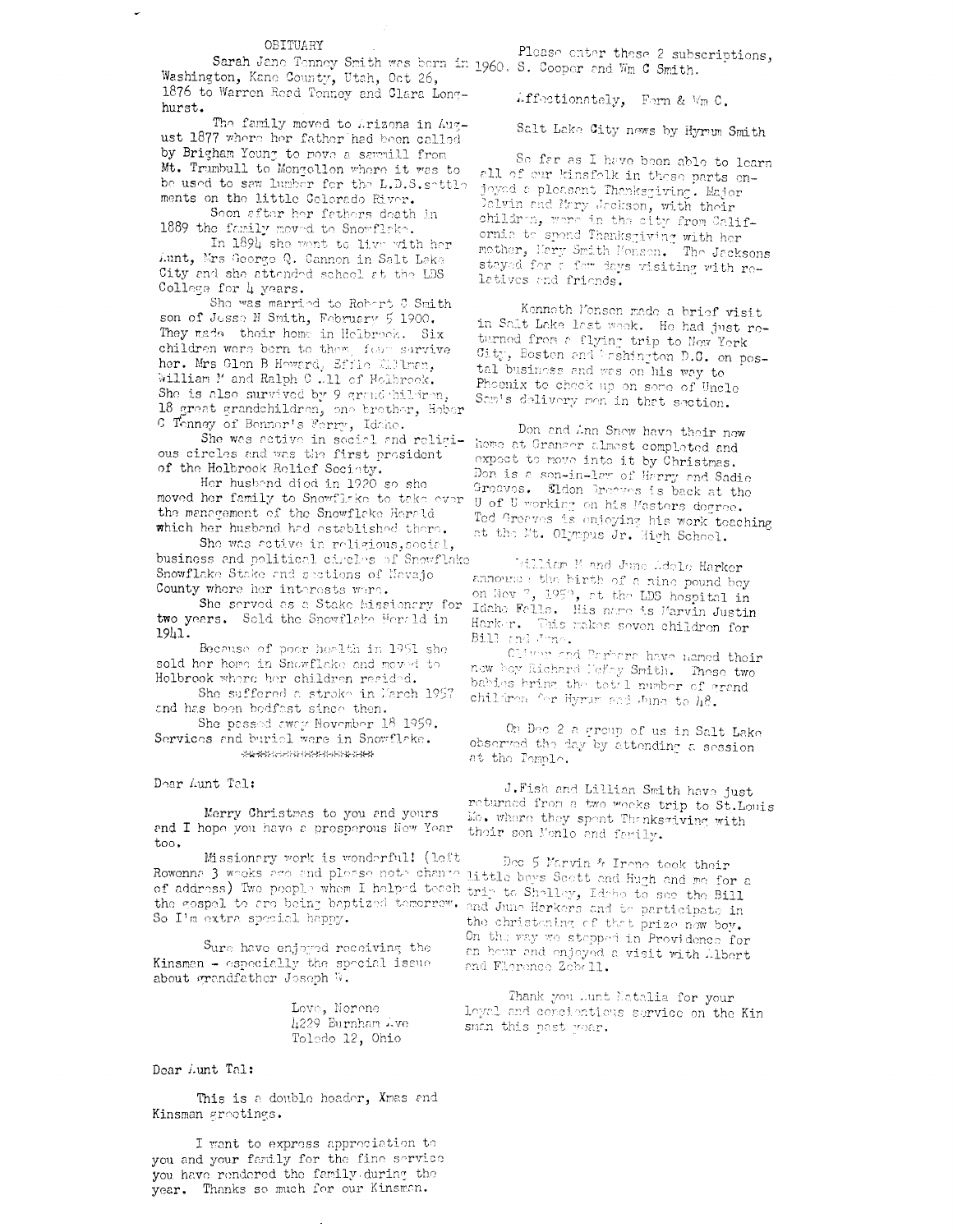OBITUARY

Sarah Jane Tenney Smith was born in Washington, Kane County, Utah, Oct 26, 1876 to Warren Reed Tenney and Clara Longhurst.

The family moved to Arizona in August 1877 where her father had been called by Brigham Young to move a sawmill from Mt. Trumbull to Mongollon where it was to be used to saw lumber for the L.D.S.settlements on the little Colorado River.

Soon after her fathers death in 1889 the family moved to Snowflake.

In 1894 she went to live with her Aunt, Mrs George Q. Cannon in Salt Lake City and she attended school at the LDS College for 4 years.

She was married to Robert C Smith son of Jesse N Smith, February 5 1900. They made their home in Holbrook. Six children were born to them, four survive her. Mrs Glen B Howard, Effie Gillman, William M and Ralph C all of Holbrook. She is also survived by 9 grandchildren, 18 great grandchildren, one brother, Heber C Tenney of Bonner's Ferry, Idaho.

She was active in social and religious circles and was the first president of the Holbrook Relief Society.

Her husband died in 1920 so she moved her family to Snowflake to take over the management of the Snowflake Herald which her husband had established there.

She was active in religious,social, business and political circles of Snowflake Snowflake Stake and sections of Navajo County where her interests were.

She served as a Stake Missionary for two years. Sold the Snowflake Herald in 1941.

Because of poor health in 1951 she sold her home in Snowflake and moved to Holbrook where her children resided.

She suffered a stroke in March 1957 and has been bedfast since then.

She passed away November 18 1959. Services and burial were in Snowflake.

\*\*\*\*\*\*\*\*\*\*\*\*\*\*\*\*\*

Dear Aunt Tal:

Merry Christmas to you and yours and I hope you have a prosperous New Year too.

Missionary work is wonderful! (left Rowenna 3 weeks ago and please note change of address) Two people whom I helped teach the gospel to are being baptized tomorrow. So I'm extra special happy.

Sure have enjoyed receiving the Kinsman - especially the special issue about grandfather Joseph W.

Love, Norene
4229 Burnham Ave
Toledo 12, Ohio

Dear Aunt Tal:

This is a double header, Xmas and Kinsman greetings.

I want to express appreciation to you and your family for the fine service you have rendered the family during the year. Thanks so much for our Kinsman.

Please enter these 2 subscriptions, 1960. S. Cooper and Wm C Smith.

Affectionately, Fern & Wm C.

Salt Lake City news by Hyrum Smith

So far as I have been able to learn all of our kinsfolk in these parts enjoyed a pleasant Thanksgiving. Major Delwin and Mary Jackson, with their children, were in the city from California to spend Thanksgiving with her mother, Mary Smith Monson. The Jacksons stayed for a few days visiting with relatives and friends.

Kenneth Monson made a brief visit in Salt Lake last week. He had just returned from a flying trip to New York City, Boston and Washington D.C. on postal business and was on his way to Phoenix to check up on some of Uncle Sam's delivery men in that section.

Don and Ann Snow have their new home at Granger almost completed and expect to move into it by Christmas. Don is a son-in-law of Harry and Sadie Greaves. Eldon Greaves is back at the U of U working on his Masters degree. Ted Greaves is enjoying his work teaching at the Mt. Olympus Jr. High School.

William M and June Adele Harker announce the birth of a nine pound boy on Nov 7, 1959, at the LDS hospital in Idaho Falls. His name is Marvin Justin Harker. This makes seven children for Bill and June.

Oliver and Barbara have named their new boy Richard McKay Smith. These two babies bring the total number of grand children for Hyrum and June to 48.

On Dec 2 a group of us in Salt Lake observed the day by attending a session at the Temple.

J.Fish and Lillian Smith have just returned from a two weeks trip to St.Louis Mo. where they spent Thanksgiving with their son Menlo and family.

Dec 5 Marvin & Irene took their little boys Scott and Hugh and me for a trip to Shelley, Idaho to see the Bill and June Harkers and to participate in the christening of that prize new boy. On the way we stopped in Providence for an hour and enjoyed a visit with Albert and Florence Zobell.

Thank you Aunt Natalia for your loyal and conscientious service on the Kinsman this past year.